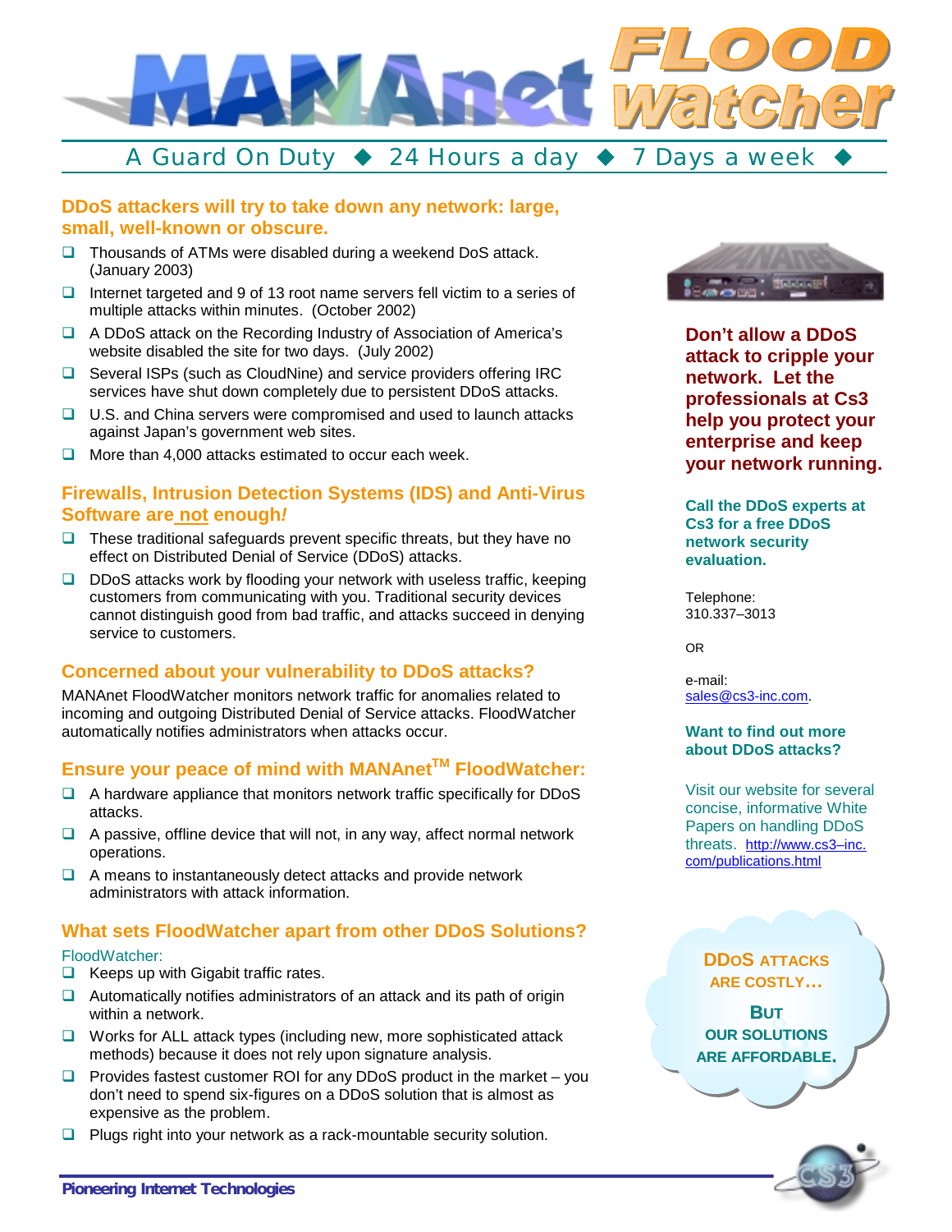# MANAnet FLOOD Watcher

A Guard On Duty ◆ 24 Hours a day ◆ 7 Days a week ◆

## DDoS attackers will try to take down any network: large, small, well-known or obscure.

- Thousands of ATMs were disabled during a weekend DoS attack. (January 2003)
- Internet targeted and 9 of 13 root name servers fell victim to a series of multiple attacks within minutes. (October 2002)
- A DDoS attack on the Recording Industry of Association of America's website disabled the site for two days. (July 2002)
- Several ISPs (such as CloudNine) and service providers offering IRC services have shut down completely due to persistent DDoS attacks.
- U.S. and China servers were compromised and used to launch attacks against Japan's government web sites.
- More than 4,000 attacks estimated to occur each week.

## Firewalls, Intrusion Detection Systems (IDS) and Anti-Virus Software are not enough!

- These traditional safeguards prevent specific threats, but they have no effect on Distributed Denial of Service (DDoS) attacks.
- DDoS attacks work by flooding your network with useless traffic, keeping customers from communicating with you. Traditional security devices cannot distinguish good from bad traffic, and attacks succeed in denying service to customers.

## Concerned about your vulnerability to DDoS attacks?

MANAnet FloodWatcher monitors network traffic for anomalies related to incoming and outgoing Distributed Denial of Service attacks. FloodWatcher automatically notifies administrators when attacks occur.

## Ensure your peace of mind with MANAnet™ FloodWatcher:

- A hardware appliance that monitors network traffic specifically for DDoS attacks.
- A passive, offline device that will not, in any way, affect normal network operations.
- A means to instantaneously detect attacks and provide network administrators with attack information.

## What sets FloodWatcher apart from other DDoS Solutions?

FloodWatcher:

- Keeps up with Gigabit traffic rates.
- Automatically notifies administrators of an attack and its path of origin within a network.
- Works for ALL attack types (including new, more sophisticated attack methods) because it does not rely upon signature analysis.
- Provides fastest customer ROI for any DDoS product in the market – you don't need to spend six-figures on a DDoS solution that is almost as expensive as the problem.
- Plugs right into your network as a rack-mountable security solution.

**Don't allow a DDoS attack to cripple your network. Let the professionals at Cs3 help you protect your enterprise and keep your network running.**

**Call the DDoS experts at Cs3 for a free DDoS network security evaluation.**

Telephone:
310.337–3013

OR

e-mail:
sales@cs3-inc.com.

**Want to find out more about DDoS attacks?**

Visit our website for several concise, informative White Papers on handling DDoS threats. http://www.cs3–inc.com/publications.html

**DDoS ATTACKS ARE COSTLY…**

**BUT OUR SOLUTIONS ARE AFFORDABLE.**

Pioneering Internet Technologies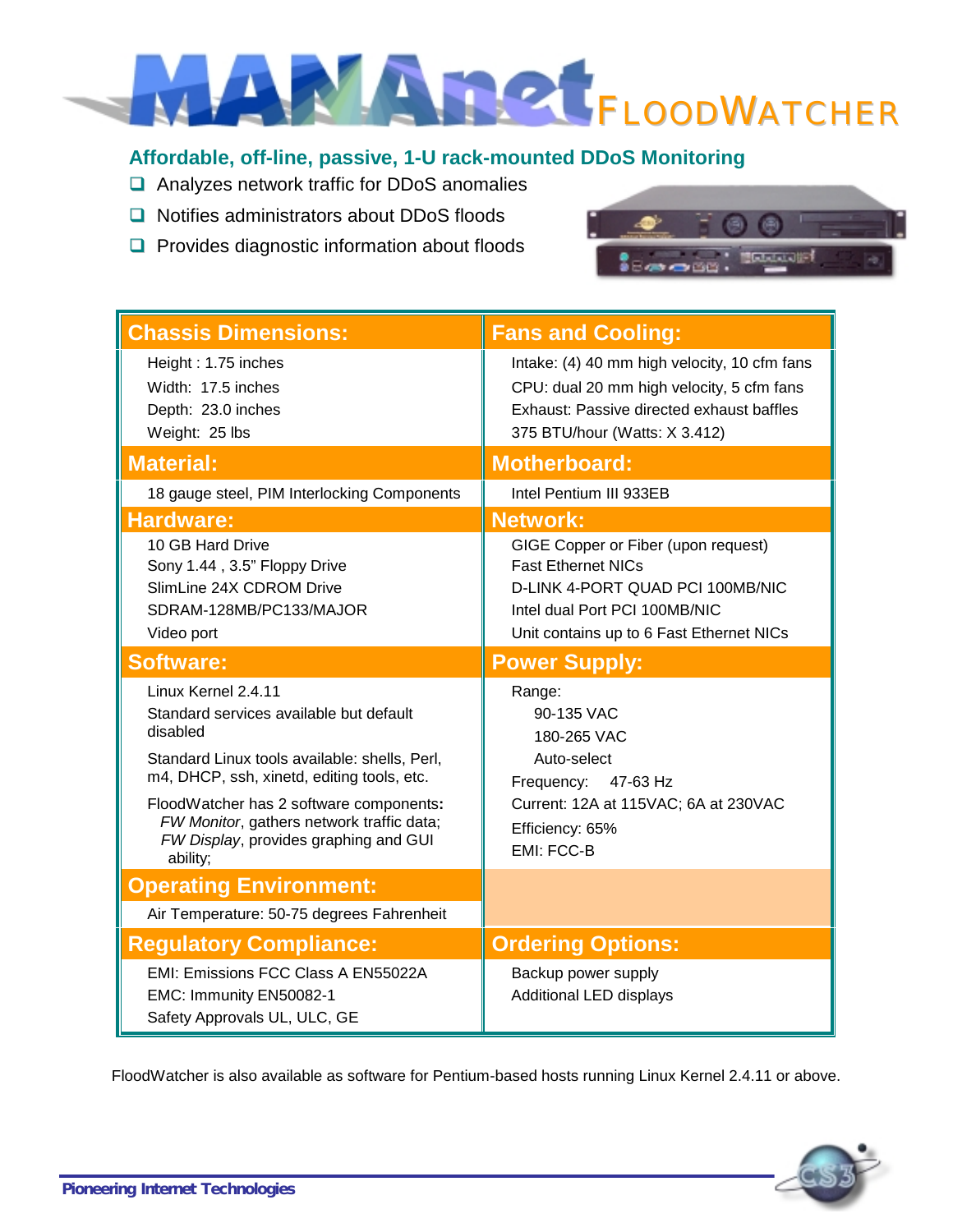# MANAnet FloodWatcher

## Affordable, off-line, passive, 1-U rack-mounted DDoS Monitoring

- Analyzes network traffic for DDoS anomalies
- Notifies administrators about DDoS floods
- Provides diagnostic information about floods

### Chassis Dimensions:

Height : 1.75 inches
Width: 17.5 inches
Depth: 23.0 inches
Weight: 25 lbs

### Fans and Cooling:

Intake: (4) 40 mm high velocity, 10 cfm fans
CPU: dual 20 mm high velocity, 5 cfm fans
Exhaust: Passive directed exhaust baffles
375 BTU/hour (Watts: X 3.412)

### Material:

18 gauge steel, PIM Interlocking Components

### Motherboard:

Intel Pentium III 933EB

### Hardware:

10 GB Hard Drive
Sony 1.44 , 3.5" Floppy Drive
SlimLine 24X CDROM Drive
SDRAM-128MB/PC133/MAJOR
Video port

### Network:

GIGE Copper or Fiber (upon request)
Fast Ethernet NICs
D-LINK 4-PORT QUAD PCI 100MB/NIC
Intel dual Port PCI 100MB/NIC
Unit contains up to 6 Fast Ethernet NICs

### Software:

Linux Kernel 2.4.11

Standard services available but default disabled

Standard Linux tools available: shells, Perl, m4, DHCP, ssh, xinetd, editing tools, etc.

FloodWatcher has 2 software components**:**
*FW Monitor*, gathers network traffic data;
*FW Display*, provides graphing and GUI ability;

### Power Supply:

Range:
90-135 VAC
180-265 VAC
Auto-select
Frequency: 47-63 Hz
Current: 12A at 115VAC; 6A at 230VAC
Efficiency: 65%
EMI: FCC-B

### Operating Environment:

Air Temperature: 50-75 degrees Fahrenheit

### Regulatory Compliance:

EMI: Emissions FCC Class A EN55022A
EMC: Immunity EN50082-1
Safety Approvals UL, ULC, GE

### Ordering Options:

Backup power supply
Additional LED displays

FloodWatcher is also available as software for Pentium-based hosts running Linux Kernel 2.4.11 or above.

**Pioneering Internet Technologies**